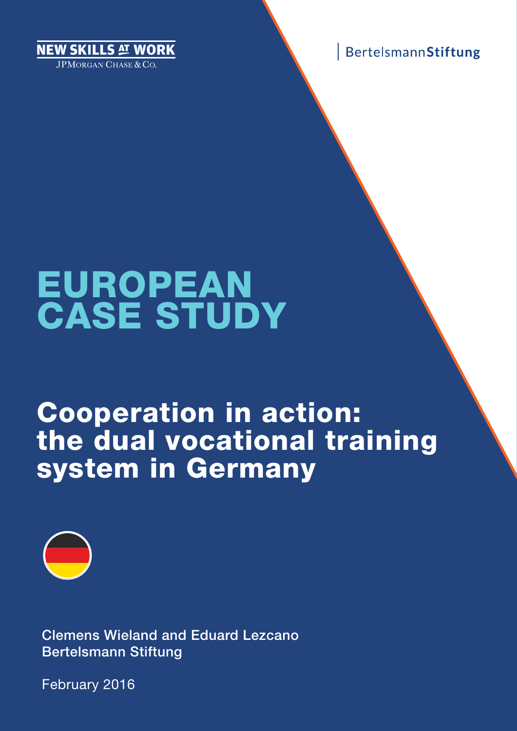NEW SKILLS AT WORK
JPMorgan Chase & Co.

BertelsmannStiftung

# EUROPEAN CASE STUDY

## Cooperation in action: the dual vocational training system in Germany

Clemens Wieland and Eduard Lezcano
Bertelsmann Stiftung

February 2016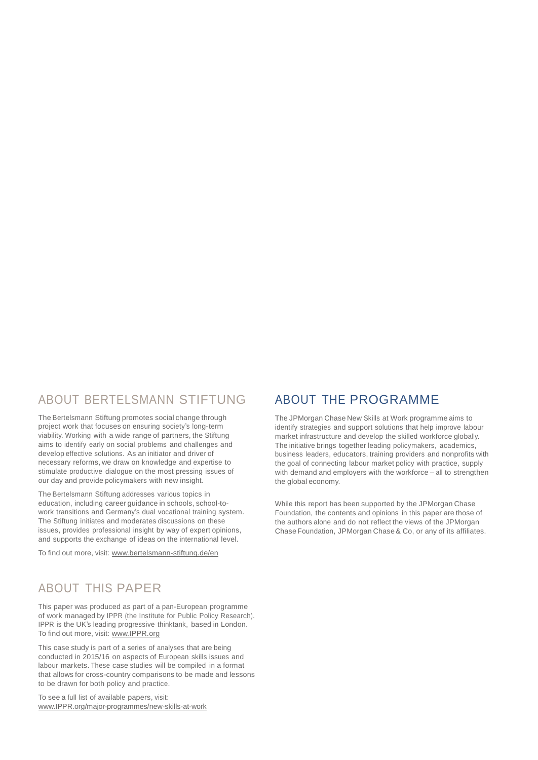## ABOUT BERTELSMANN STIFTUNG

The Bertelsmann Stiftung promotes social change through project work that focuses on ensuring society's long-term viability. Working with a wide range of partners, the Stiftung aims to identify early on social problems and challenges and develop effective solutions. As an initiator and driver of necessary reforms, we draw on knowledge and expertise to stimulate productive dialogue on the most pressing issues of our day and provide policymakers with new insight.

The Bertelsmann Stiftung addresses various topics in education, including career guidance in schools, school-to-work transitions and Germany's dual vocational training system. The Stiftung initiates and moderates discussions on these issues, provides professional insight by way of expert opinions, and supports the exchange of ideas on the international level.

To find out more, visit: www.bertelsmann-stiftung.de/en

## ABOUT THIS PAPER

This paper was produced as part of a pan-European programme of work managed by IPPR (the Institute for Public Policy Research). IPPR is the UK's leading progressive thinktank, based in London. To find out more, visit: www.IPPR.org

This case study is part of a series of analyses that are being conducted in 2015/16 on aspects of European skills issues and labour markets. These case studies will be compiled in a format that allows for cross-country comparisons to be made and lessons to be drawn for both policy and practice.

To see a full list of available papers, visit:
www.IPPR.org/major-programmes/new-skills-at-work

## ABOUT THE PROGRAMME

The JPMorgan Chase New Skills at Work programme aims to identify strategies and support solutions that help improve labour market infrastructure and develop the skilled workforce globally. The initiative brings together leading policymakers, academics, business leaders, educators, training providers and nonprofits with the goal of connecting labour market policy with practice, supply with demand and employers with the workforce – all to strengthen the global economy.

While this report has been supported by the JPMorgan Chase Foundation, the contents and opinions in this paper are those of the authors alone and do not reflect the views of the JPMorgan Chase Foundation, JPMorgan Chase & Co, or any of its affiliates.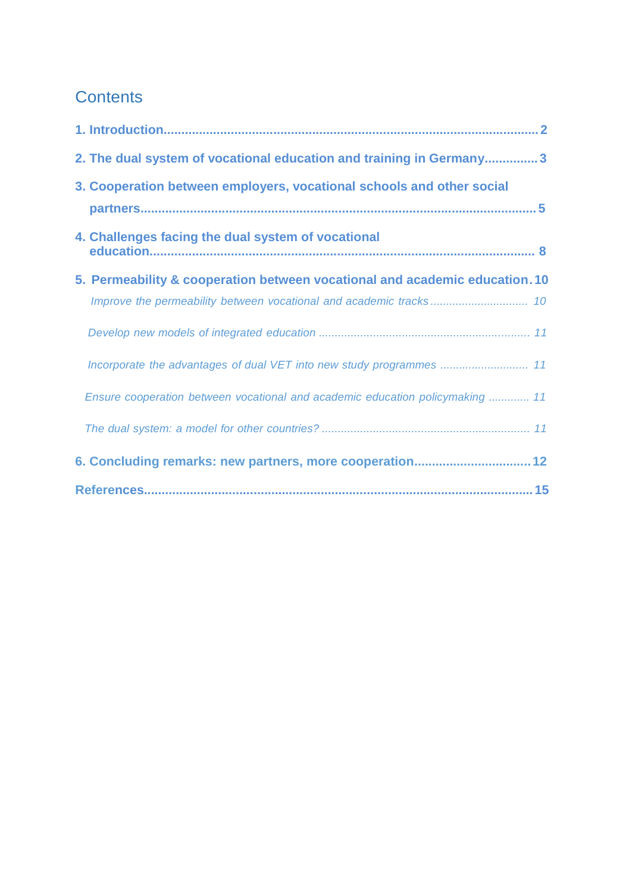# Contents

**1. Introduction** ..... 2

**2. The dual system of vocational education and training in Germany** ..... 3

**3. Cooperation between employers, vocational schools and other social partners** ..... 5

**4. Challenges facing the dual system of vocational education** ..... 8

**5. Permeability & cooperation between vocational and academic education** ..... 10

*Improve the permeability between vocational and academic tracks* ..... 10

*Develop new models of integrated education* ..... 11

*Incorporate the advantages of dual VET into new study programmes* ..... 11

*Ensure cooperation between vocational and academic education policymaking* ..... 11

*The dual system: a model for other countries?* ..... 11

**6. Concluding remarks: new partners, more cooperation** ..... 12

**References** ..... 15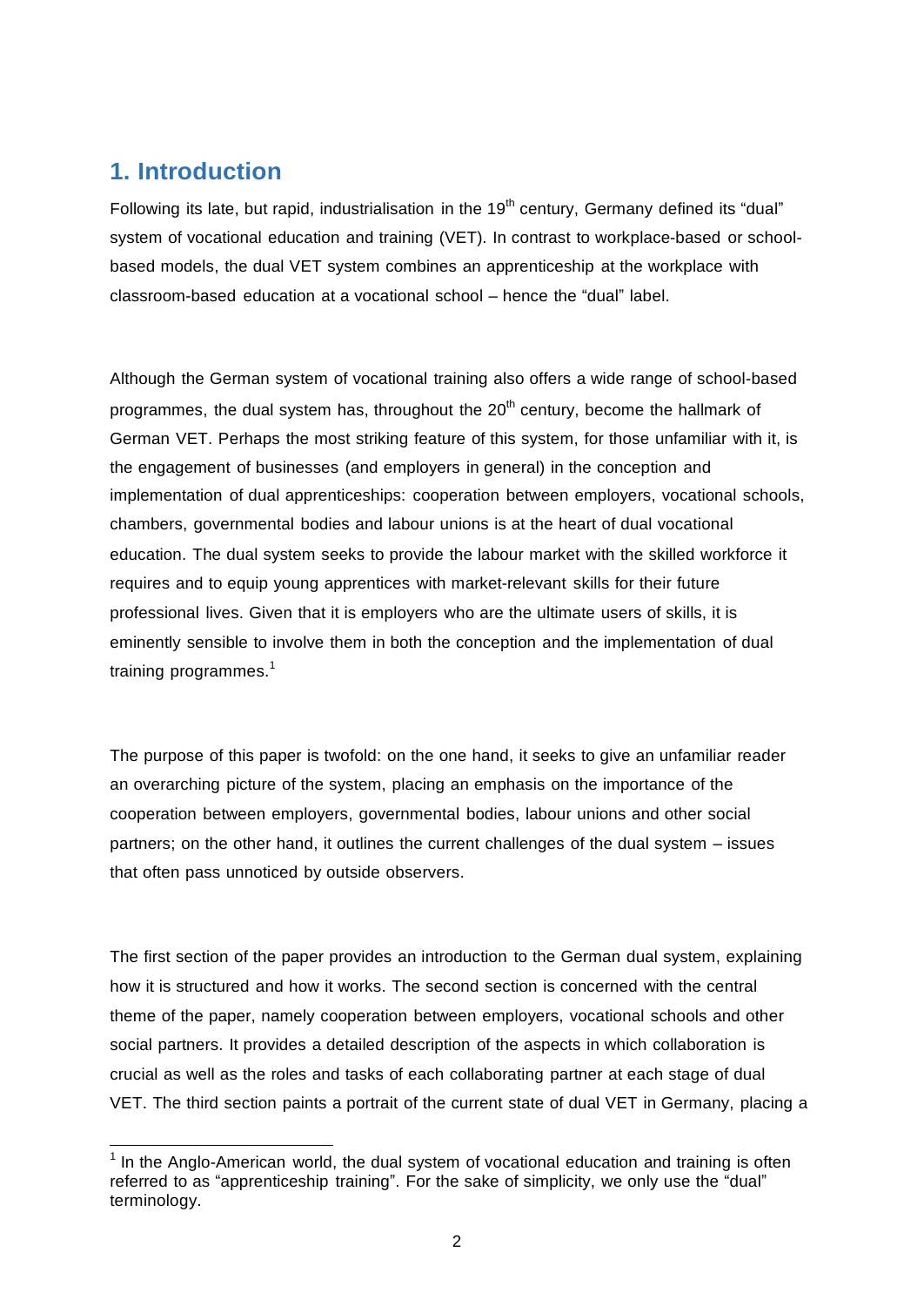## 1. Introduction

Following its late, but rapid, industrialisation in the 19th century, Germany defined its "dual" system of vocational education and training (VET). In contrast to workplace-based or school-based models, the dual VET system combines an apprenticeship at the workplace with classroom-based education at a vocational school – hence the "dual" label.

Although the German system of vocational training also offers a wide range of school-based programmes, the dual system has, throughout the 20th century, become the hallmark of German VET. Perhaps the most striking feature of this system, for those unfamiliar with it, is the engagement of businesses (and employers in general) in the conception and implementation of dual apprenticeships: cooperation between employers, vocational schools, chambers, governmental bodies and labour unions is at the heart of dual vocational education. The dual system seeks to provide the labour market with the skilled workforce it requires and to equip young apprentices with market-relevant skills for their future professional lives. Given that it is employers who are the ultimate users of skills, it is eminently sensible to involve them in both the conception and the implementation of dual training programmes.[1]

The purpose of this paper is twofold: on the one hand, it seeks to give an unfamiliar reader an overarching picture of the system, placing an emphasis on the importance of the cooperation between employers, governmental bodies, labour unions and other social partners; on the other hand, it outlines the current challenges of the dual system – issues that often pass unnoticed by outside observers.

The first section of the paper provides an introduction to the German dual system, explaining how it is structured and how it works. The second section is concerned with the central theme of the paper, namely cooperation between employers, vocational schools and other social partners. It provides a detailed description of the aspects in which collaboration is crucial as well as the roles and tasks of each collaborating partner at each stage of dual VET. The third section paints a portrait of the current state of dual VET in Germany, placing a

---

[1] In the Anglo-American world, the dual system of vocational education and training is often referred to as "apprenticeship training". For the sake of simplicity, we only use the "dual" terminology.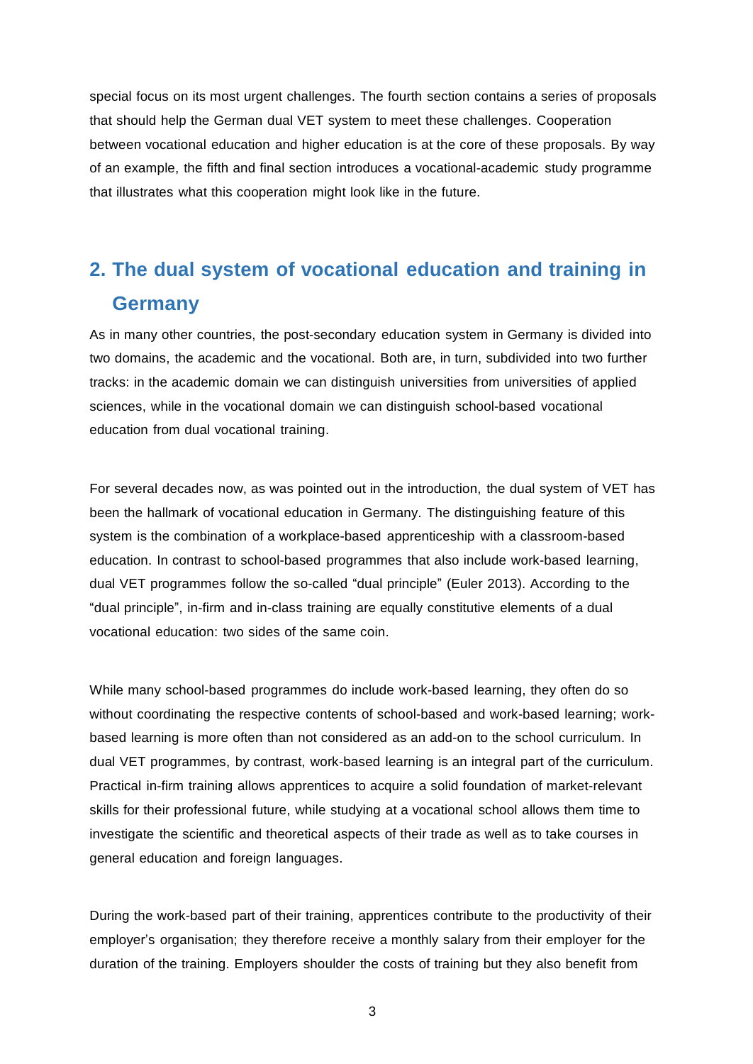special focus on its most urgent challenges. The fourth section contains a series of proposals that should help the German dual VET system to meet these challenges. Cooperation between vocational education and higher education is at the core of these proposals. By way of an example, the fifth and final section introduces a vocational-academic study programme that illustrates what this cooperation might look like in the future.

## 2. The dual system of vocational education and training in Germany

As in many other countries, the post-secondary education system in Germany is divided into two domains, the academic and the vocational. Both are, in turn, subdivided into two further tracks: in the academic domain we can distinguish universities from universities of applied sciences, while in the vocational domain we can distinguish school-based vocational education from dual vocational training.

For several decades now, as was pointed out in the introduction, the dual system of VET has been the hallmark of vocational education in Germany. The distinguishing feature of this system is the combination of a workplace-based apprenticeship with a classroom-based education. In contrast to school-based programmes that also include work-based learning, dual VET programmes follow the so-called "dual principle" (Euler 2013). According to the "dual principle", in-firm and in-class training are equally constitutive elements of a dual vocational education: two sides of the same coin.

While many school-based programmes do include work-based learning, they often do so without coordinating the respective contents of school-based and work-based learning; work-based learning is more often than not considered as an add-on to the school curriculum. In dual VET programmes, by contrast, work-based learning is an integral part of the curriculum. Practical in-firm training allows apprentices to acquire a solid foundation of market-relevant skills for their professional future, while studying at a vocational school allows them time to investigate the scientific and theoretical aspects of their trade as well as to take courses in general education and foreign languages.

During the work-based part of their training, apprentices contribute to the productivity of their employer's organisation; they therefore receive a monthly salary from their employer for the duration of the training. Employers shoulder the costs of training but they also benefit from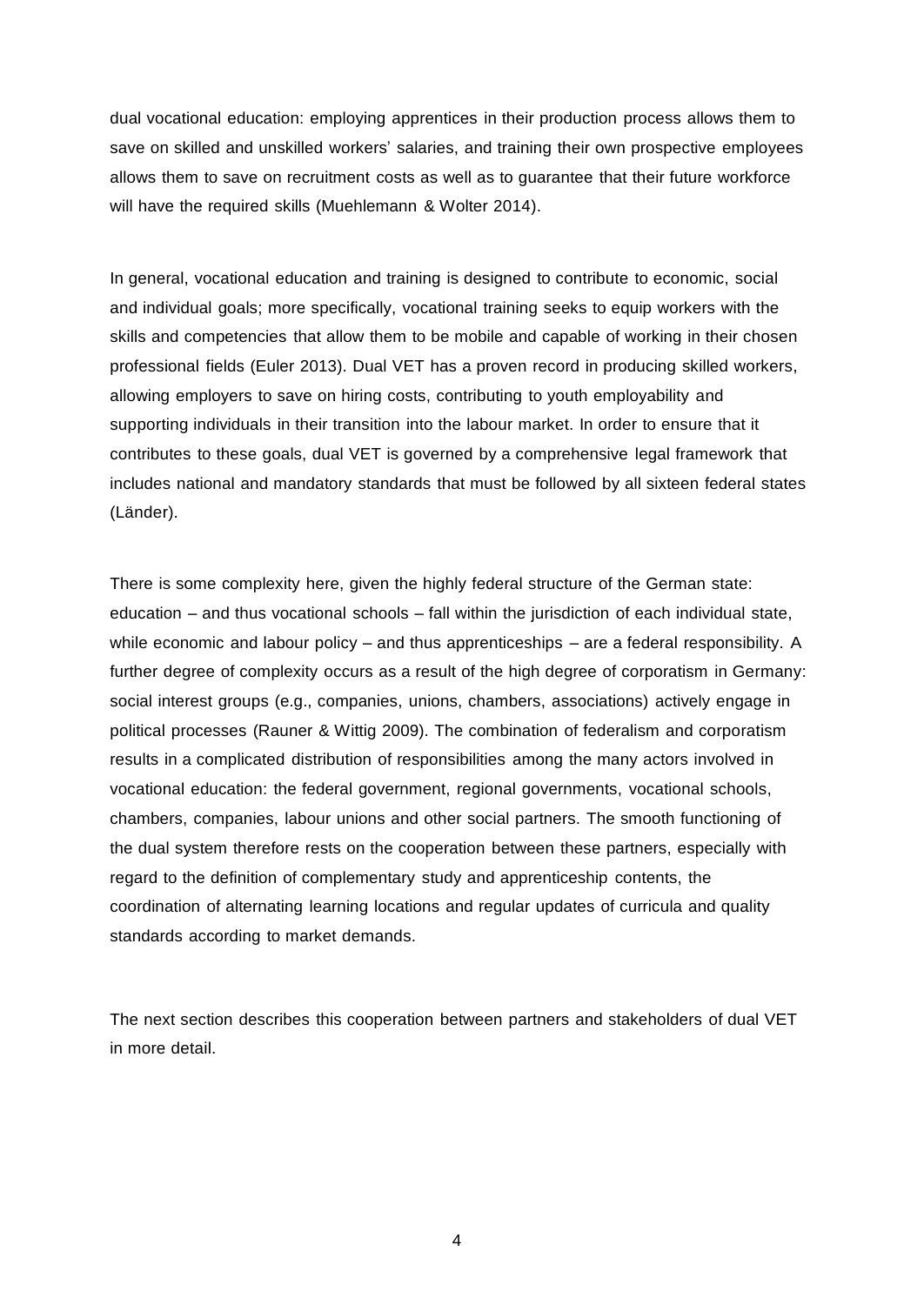dual vocational education: employing apprentices in their production process allows them to save on skilled and unskilled workers' salaries, and training their own prospective employees allows them to save on recruitment costs as well as to guarantee that their future workforce will have the required skills (Muehlemann & Wolter 2014).

In general, vocational education and training is designed to contribute to economic, social and individual goals; more specifically, vocational training seeks to equip workers with the skills and competencies that allow them to be mobile and capable of working in their chosen professional fields (Euler 2013). Dual VET has a proven record in producing skilled workers, allowing employers to save on hiring costs, contributing to youth employability and supporting individuals in their transition into the labour market. In order to ensure that it contributes to these goals, dual VET is governed by a comprehensive legal framework that includes national and mandatory standards that must be followed by all sixteen federal states (Länder).

There is some complexity here, given the highly federal structure of the German state: education – and thus vocational schools – fall within the jurisdiction of each individual state, while economic and labour policy – and thus apprenticeships – are a federal responsibility. A further degree of complexity occurs as a result of the high degree of corporatism in Germany: social interest groups (e.g., companies, unions, chambers, associations) actively engage in political processes (Rauner & Wittig 2009). The combination of federalism and corporatism results in a complicated distribution of responsibilities among the many actors involved in vocational education: the federal government, regional governments, vocational schools, chambers, companies, labour unions and other social partners. The smooth functioning of the dual system therefore rests on the cooperation between these partners, especially with regard to the definition of complementary study and apprenticeship contents, the coordination of alternating learning locations and regular updates of curricula and quality standards according to market demands.

The next section describes this cooperation between partners and stakeholders of dual VET in more detail.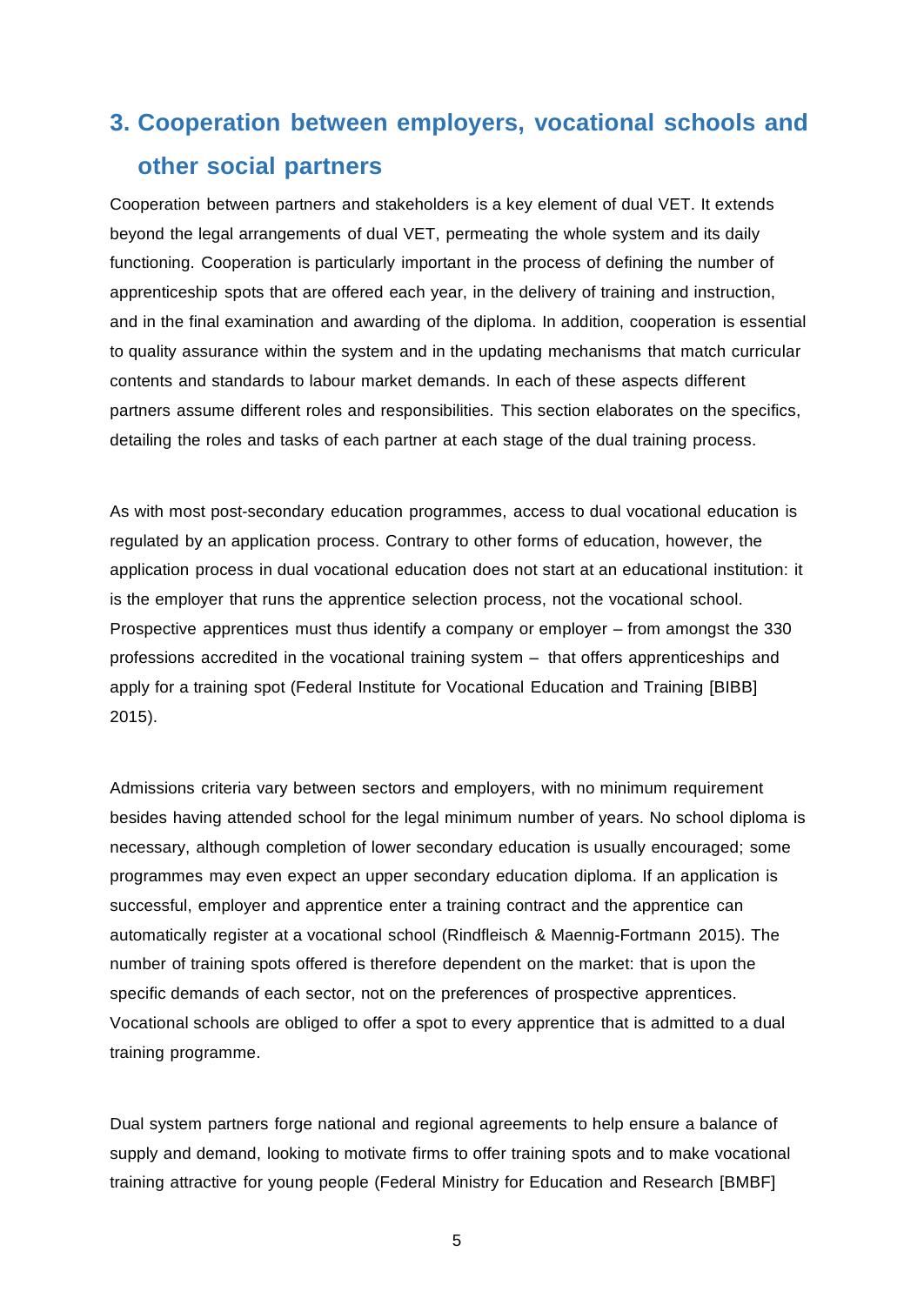## 3. Cooperation between employers, vocational schools and other social partners

Cooperation between partners and stakeholders is a key element of dual VET. It extends beyond the legal arrangements of dual VET, permeating the whole system and its daily functioning. Cooperation is particularly important in the process of defining the number of apprenticeship spots that are offered each year, in the delivery of training and instruction, and in the final examination and awarding of the diploma. In addition, cooperation is essential to quality assurance within the system and in the updating mechanisms that match curricular contents and standards to labour market demands. In each of these aspects different partners assume different roles and responsibilities. This section elaborates on the specifics, detailing the roles and tasks of each partner at each stage of the dual training process.

As with most post-secondary education programmes, access to dual vocational education is regulated by an application process. Contrary to other forms of education, however, the application process in dual vocational education does not start at an educational institution: it is the employer that runs the apprentice selection process, not the vocational school. Prospective apprentices must thus identify a company or employer – from amongst the 330 professions accredited in the vocational training system – that offers apprenticeships and apply for a training spot (Federal Institute for Vocational Education and Training [BIBB] 2015).

Admissions criteria vary between sectors and employers, with no minimum requirement besides having attended school for the legal minimum number of years. No school diploma is necessary, although completion of lower secondary education is usually encouraged; some programmes may even expect an upper secondary education diploma. If an application is successful, employer and apprentice enter a training contract and the apprentice can automatically register at a vocational school (Rindfleisch & Maennig-Fortmann 2015). The number of training spots offered is therefore dependent on the market: that is upon the specific demands of each sector, not on the preferences of prospective apprentices. Vocational schools are obliged to offer a spot to every apprentice that is admitted to a dual training programme.

Dual system partners forge national and regional agreements to help ensure a balance of supply and demand, looking to motivate firms to offer training spots and to make vocational training attractive for young people (Federal Ministry for Education and Research [BMBF]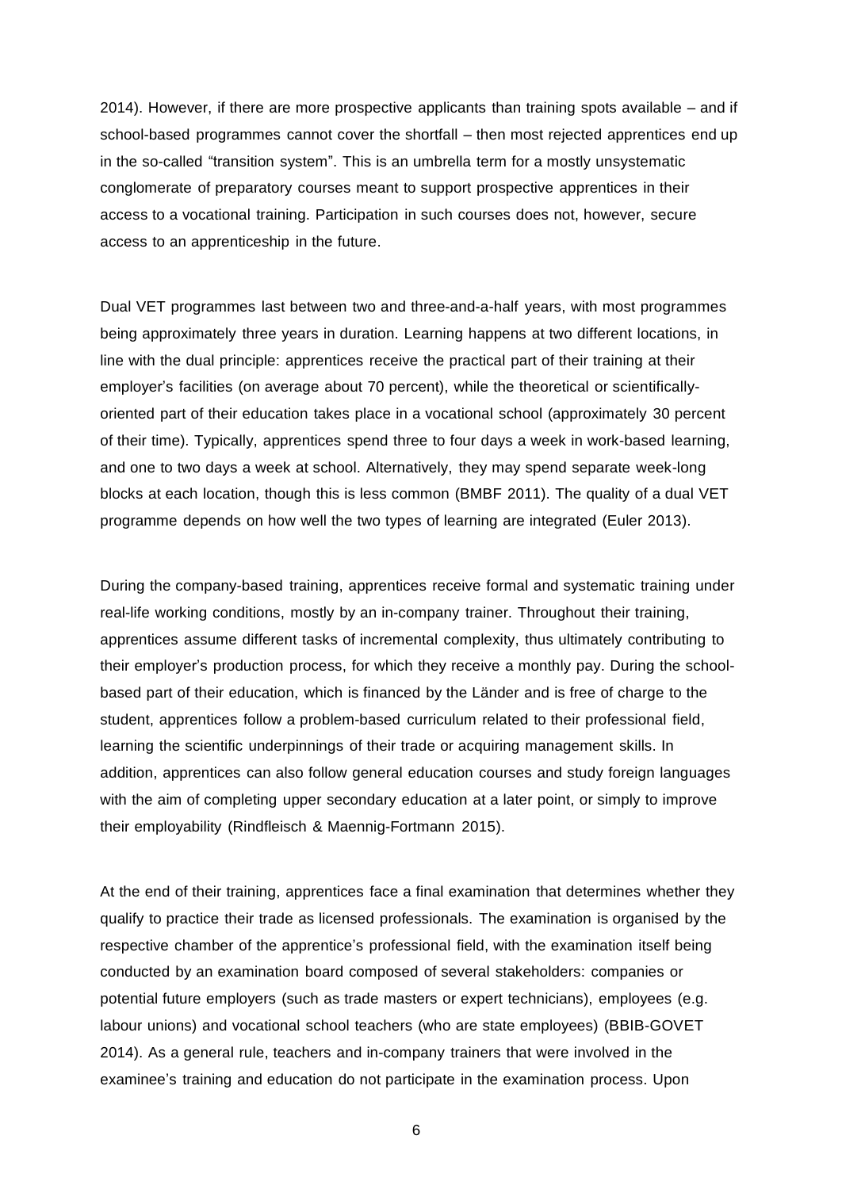2014). However, if there are more prospective applicants than training spots available – and if school-based programmes cannot cover the shortfall – then most rejected apprentices end up in the so-called "transition system". This is an umbrella term for a mostly unsystematic conglomerate of preparatory courses meant to support prospective apprentices in their access to a vocational training. Participation in such courses does not, however, secure access to an apprenticeship in the future.

Dual VET programmes last between two and three-and-a-half years, with most programmes being approximately three years in duration. Learning happens at two different locations, in line with the dual principle: apprentices receive the practical part of their training at their employer's facilities (on average about 70 percent), while the theoretical or scientifically-oriented part of their education takes place in a vocational school (approximately 30 percent of their time). Typically, apprentices spend three to four days a week in work-based learning, and one to two days a week at school. Alternatively, they may spend separate week-long blocks at each location, though this is less common (BMBF 2011). The quality of a dual VET programme depends on how well the two types of learning are integrated (Euler 2013).

During the company-based training, apprentices receive formal and systematic training under real-life working conditions, mostly by an in-company trainer. Throughout their training, apprentices assume different tasks of incremental complexity, thus ultimately contributing to their employer's production process, for which they receive a monthly pay. During the school-based part of their education, which is financed by the Länder and is free of charge to the student, apprentices follow a problem-based curriculum related to their professional field, learning the scientific underpinnings of their trade or acquiring management skills. In addition, apprentices can also follow general education courses and study foreign languages with the aim of completing upper secondary education at a later point, or simply to improve their employability (Rindfleisch & Maennig-Fortmann 2015).

At the end of their training, apprentices face a final examination that determines whether they qualify to practice their trade as licensed professionals. The examination is organised by the respective chamber of the apprentice's professional field, with the examination itself being conducted by an examination board composed of several stakeholders: companies or potential future employers (such as trade masters or expert technicians), employees (e.g. labour unions) and vocational school teachers (who are state employees) (BBIB-GOVET 2014). As a general rule, teachers and in-company trainers that were involved in the examinee's training and education do not participate in the examination process. Upon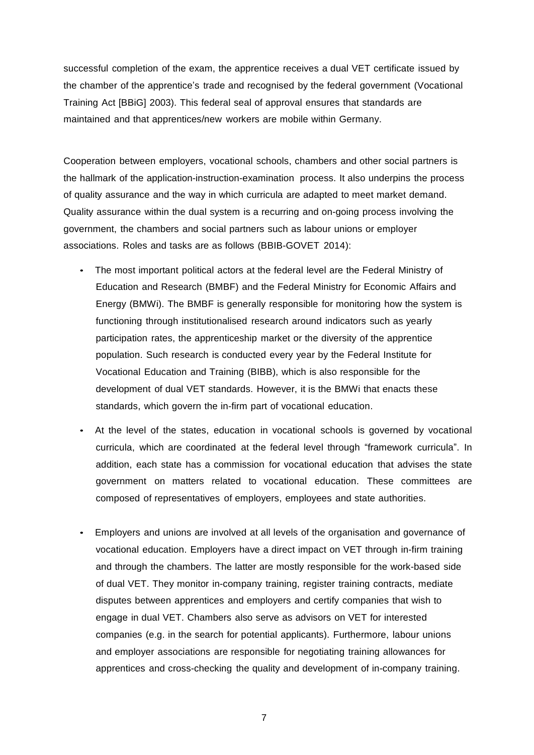successful completion of the exam, the apprentice receives a dual VET certificate issued by the chamber of the apprentice's trade and recognised by the federal government (Vocational Training Act [BBiG] 2003). This federal seal of approval ensures that standards are maintained and that apprentices/new workers are mobile within Germany.

Cooperation between employers, vocational schools, chambers and other social partners is the hallmark of the application-instruction-examination process. It also underpins the process of quality assurance and the way in which curricula are adapted to meet market demand. Quality assurance within the dual system is a recurring and on-going process involving the government, the chambers and social partners such as labour unions or employer associations. Roles and tasks are as follows (BBIB-GOVET 2014):

- The most important political actors at the federal level are the Federal Ministry of Education and Research (BMBF) and the Federal Ministry for Economic Affairs and Energy (BMWi). The BMBF is generally responsible for monitoring how the system is functioning through institutionalised research around indicators such as yearly participation rates, the apprenticeship market or the diversity of the apprentice population. Such research is conducted every year by the Federal Institute for Vocational Education and Training (BIBB), which is also responsible for the development of dual VET standards. However, it is the BMWi that enacts these standards, which govern the in-firm part of vocational education.
- At the level of the states, education in vocational schools is governed by vocational curricula, which are coordinated at the federal level through "framework curricula". In addition, each state has a commission for vocational education that advises the state government on matters related to vocational education. These committees are composed of representatives of employers, employees and state authorities.
- Employers and unions are involved at all levels of the organisation and governance of vocational education. Employers have a direct impact on VET through in-firm training and through the chambers. The latter are mostly responsible for the work-based side of dual VET. They monitor in-company training, register training contracts, mediate disputes between apprentices and employers and certify companies that wish to engage in dual VET. Chambers also serve as advisors on VET for interested companies (e.g. in the search for potential applicants). Furthermore, labour unions and employer associations are responsible for negotiating training allowances for apprentices and cross-checking the quality and development of in-company training.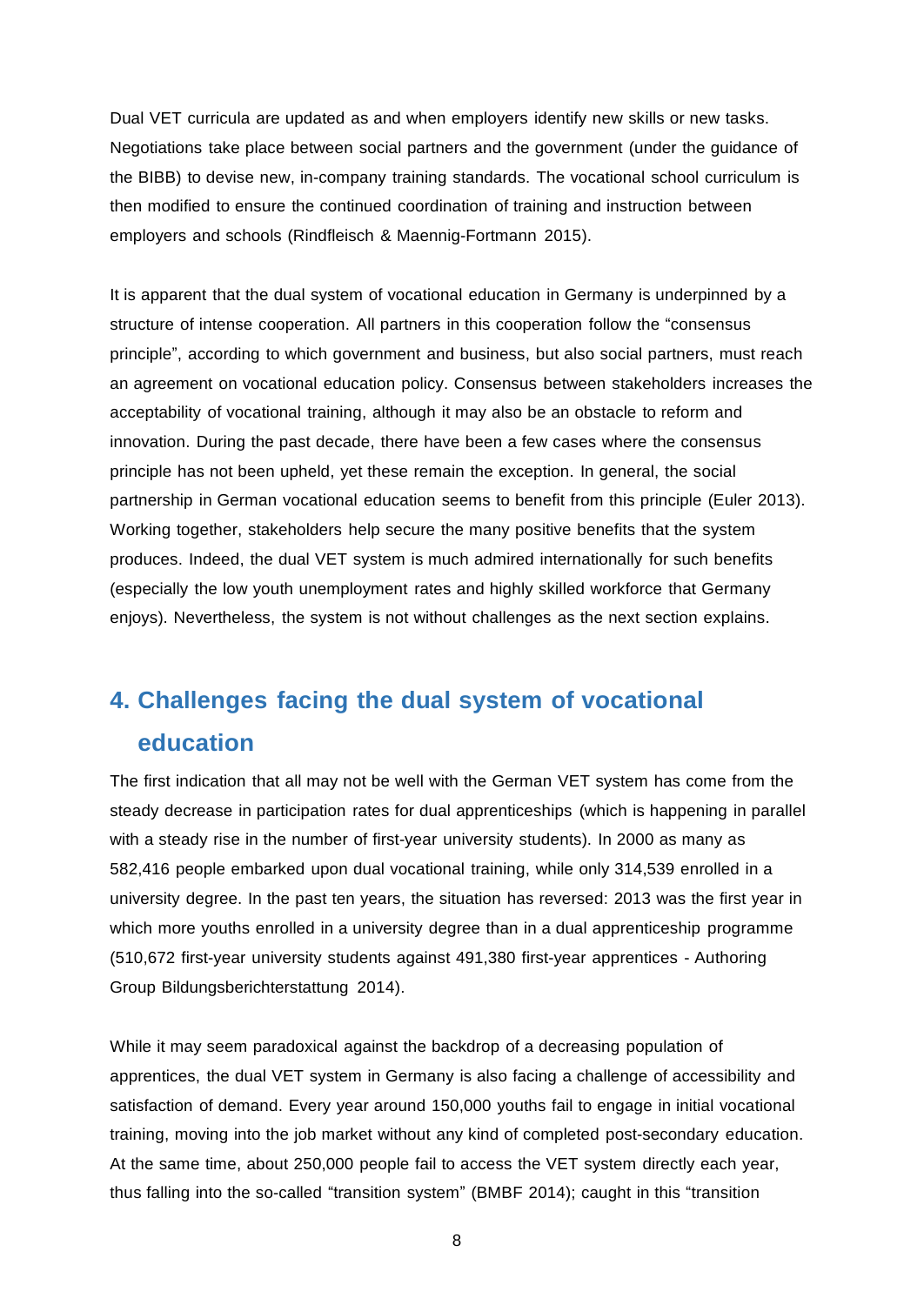Dual VET curricula are updated as and when employers identify new skills or new tasks. Negotiations take place between social partners and the government (under the guidance of the BIBB) to devise new, in-company training standards. The vocational school curriculum is then modified to ensure the continued coordination of training and instruction between employers and schools (Rindfleisch & Maennig-Fortmann 2015).

It is apparent that the dual system of vocational education in Germany is underpinned by a structure of intense cooperation. All partners in this cooperation follow the "consensus principle", according to which government and business, but also social partners, must reach an agreement on vocational education policy. Consensus between stakeholders increases the acceptability of vocational training, although it may also be an obstacle to reform and innovation. During the past decade, there have been a few cases where the consensus principle has not been upheld, yet these remain the exception. In general, the social partnership in German vocational education seems to benefit from this principle (Euler 2013). Working together, stakeholders help secure the many positive benefits that the system produces. Indeed, the dual VET system is much admired internationally for such benefits (especially the low youth unemployment rates and highly skilled workforce that Germany enjoys). Nevertheless, the system is not without challenges as the next section explains.

## 4. Challenges facing the dual system of vocational education

The first indication that all may not be well with the German VET system has come from the steady decrease in participation rates for dual apprenticeships (which is happening in parallel with a steady rise in the number of first-year university students). In 2000 as many as 582,416 people embarked upon dual vocational training, while only 314,539 enrolled in a university degree. In the past ten years, the situation has reversed: 2013 was the first year in which more youths enrolled in a university degree than in a dual apprenticeship programme (510,672 first-year university students against 491,380 first-year apprentices - Authoring Group Bildungsberichterstattung 2014).

While it may seem paradoxical against the backdrop of a decreasing population of apprentices, the dual VET system in Germany is also facing a challenge of accessibility and satisfaction of demand. Every year around 150,000 youths fail to engage in initial vocational training, moving into the job market without any kind of completed post-secondary education. At the same time, about 250,000 people fail to access the VET system directly each year, thus falling into the so-called "transition system" (BMBF 2014); caught in this "transition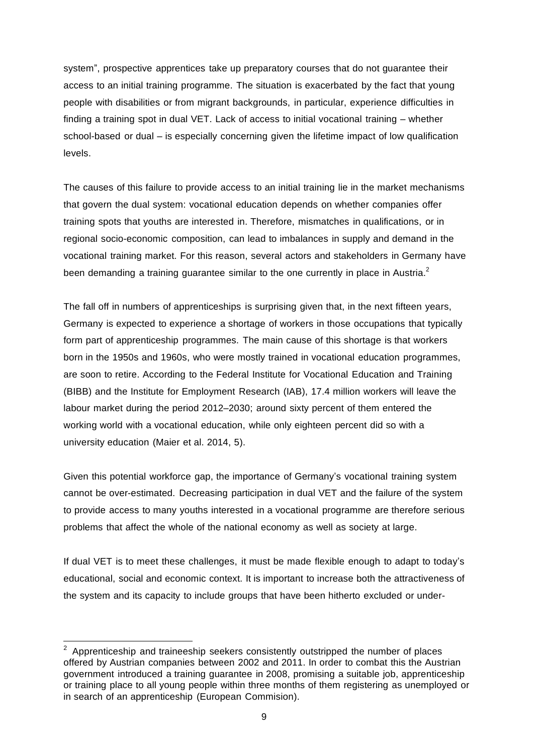system", prospective apprentices take up preparatory courses that do not guarantee their access to an initial training programme. The situation is exacerbated by the fact that young people with disabilities or from migrant backgrounds, in particular, experience difficulties in finding a training spot in dual VET. Lack of access to initial vocational training – whether school-based or dual – is especially concerning given the lifetime impact of low qualification levels.

The causes of this failure to provide access to an initial training lie in the market mechanisms that govern the dual system: vocational education depends on whether companies offer training spots that youths are interested in. Therefore, mismatches in qualifications, or in regional socio-economic composition, can lead to imbalances in supply and demand in the vocational training market. For this reason, several actors and stakeholders in Germany have been demanding a training guarantee similar to the one currently in place in Austria.[2]

The fall off in numbers of apprenticeships is surprising given that, in the next fifteen years, Germany is expected to experience a shortage of workers in those occupations that typically form part of apprenticeship programmes. The main cause of this shortage is that workers born in the 1950s and 1960s, who were mostly trained in vocational education programmes, are soon to retire. According to the Federal Institute for Vocational Education and Training (BIBB) and the Institute for Employment Research (IAB), 17.4 million workers will leave the labour market during the period 2012–2030; around sixty percent of them entered the working world with a vocational education, while only eighteen percent did so with a university education (Maier et al. 2014, 5).

Given this potential workforce gap, the importance of Germany's vocational training system cannot be over-estimated. Decreasing participation in dual VET and the failure of the system to provide access to many youths interested in a vocational programme are therefore serious problems that affect the whole of the national economy as well as society at large.

If dual VET is to meet these challenges, it must be made flexible enough to adapt to today's educational, social and economic context. It is important to increase both the attractiveness of the system and its capacity to include groups that have been hitherto excluded or under-

---

[2] Apprenticeship and traineeship seekers consistently outstripped the number of places offered by Austrian companies between 2002 and 2011. In order to combat this the Austrian government introduced a training guarantee in 2008, promising a suitable job, apprenticeship or training place to all young people within three months of them registering as unemployed or in search of an apprenticeship (European Commision).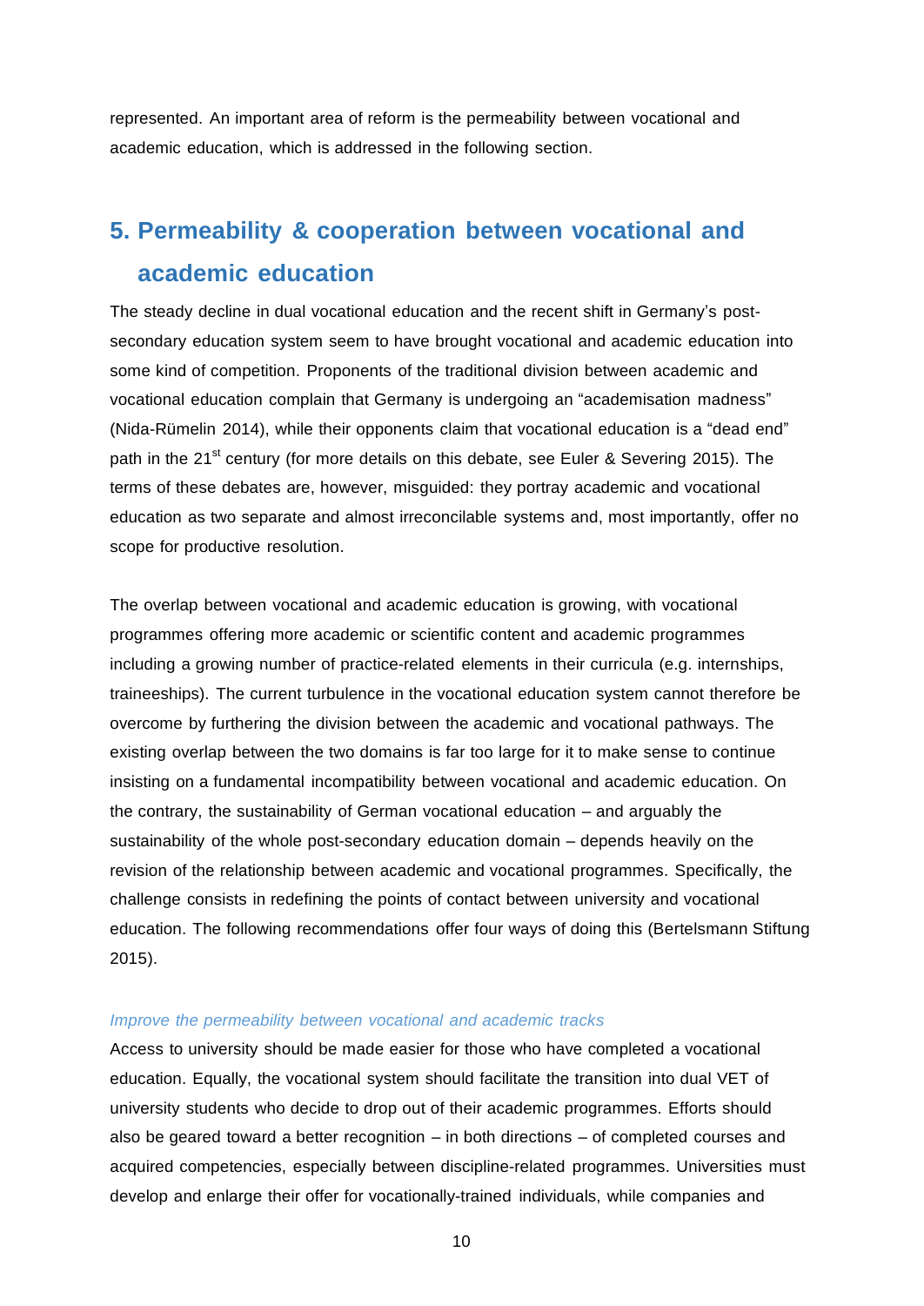represented. An important area of reform is the permeability between vocational and academic education, which is addressed in the following section.

## 5. Permeability & cooperation between vocational and academic education

The steady decline in dual vocational education and the recent shift in Germany's post-secondary education system seem to have brought vocational and academic education into some kind of competition. Proponents of the traditional division between academic and vocational education complain that Germany is undergoing an "academisation madness" (Nida-Rümelin 2014), while their opponents claim that vocational education is a "dead end" path in the 21st century (for more details on this debate, see Euler & Severing 2015). The terms of these debates are, however, misguided: they portray academic and vocational education as two separate and almost irreconcilable systems and, most importantly, offer no scope for productive resolution.

The overlap between vocational and academic education is growing, with vocational programmes offering more academic or scientific content and academic programmes including a growing number of practice-related elements in their curricula (e.g. internships, traineeships). The current turbulence in the vocational education system cannot therefore be overcome by furthering the division between the academic and vocational pathways. The existing overlap between the two domains is far too large for it to make sense to continue insisting on a fundamental incompatibility between vocational and academic education. On the contrary, the sustainability of German vocational education – and arguably the sustainability of the whole post-secondary education domain – depends heavily on the revision of the relationship between academic and vocational programmes. Specifically, the challenge consists in redefining the points of contact between university and vocational education. The following recommendations offer four ways of doing this (Bertelsmann Stiftung 2015).

*Improve the permeability between vocational and academic tracks*

Access to university should be made easier for those who have completed a vocational education. Equally, the vocational system should facilitate the transition into dual VET of university students who decide to drop out of their academic programmes. Efforts should also be geared toward a better recognition – in both directions – of completed courses and acquired competencies, especially between discipline-related programmes. Universities must develop and enlarge their offer for vocationally-trained individuals, while companies and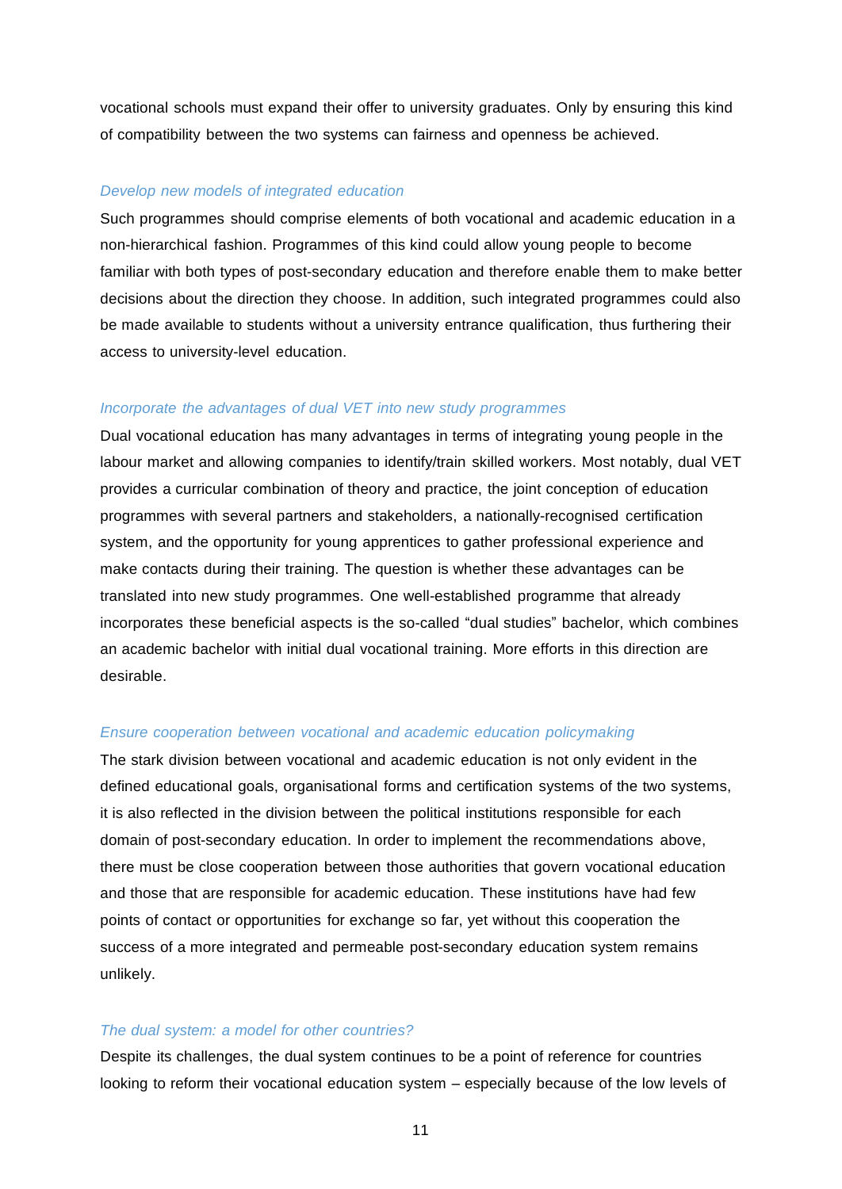vocational schools must expand their offer to university graduates. Only by ensuring this kind of compatibility between the two systems can fairness and openness be achieved.

*Develop new models of integrated education*

Such programmes should comprise elements of both vocational and academic education in a non-hierarchical fashion. Programmes of this kind could allow young people to become familiar with both types of post-secondary education and therefore enable them to make better decisions about the direction they choose. In addition, such integrated programmes could also be made available to students without a university entrance qualification, thus furthering their access to university-level education.

*Incorporate the advantages of dual VET into new study programmes*

Dual vocational education has many advantages in terms of integrating young people in the labour market and allowing companies to identify/train skilled workers. Most notably, dual VET provides a curricular combination of theory and practice, the joint conception of education programmes with several partners and stakeholders, a nationally-recognised certification system, and the opportunity for young apprentices to gather professional experience and make contacts during their training. The question is whether these advantages can be translated into new study programmes. One well-established programme that already incorporates these beneficial aspects is the so-called “dual studies” bachelor, which combines an academic bachelor with initial dual vocational training. More efforts in this direction are desirable.

*Ensure cooperation between vocational and academic education policymaking*

The stark division between vocational and academic education is not only evident in the defined educational goals, organisational forms and certification systems of the two systems, it is also reflected in the division between the political institutions responsible for each domain of post-secondary education. In order to implement the recommendations above, there must be close cooperation between those authorities that govern vocational education and those that are responsible for academic education. These institutions have had few points of contact or opportunities for exchange so far, yet without this cooperation the success of a more integrated and permeable post-secondary education system remains unlikely.

*The dual system: a model for other countries?*

Despite its challenges, the dual system continues to be a point of reference for countries looking to reform their vocational education system – especially because of the low levels of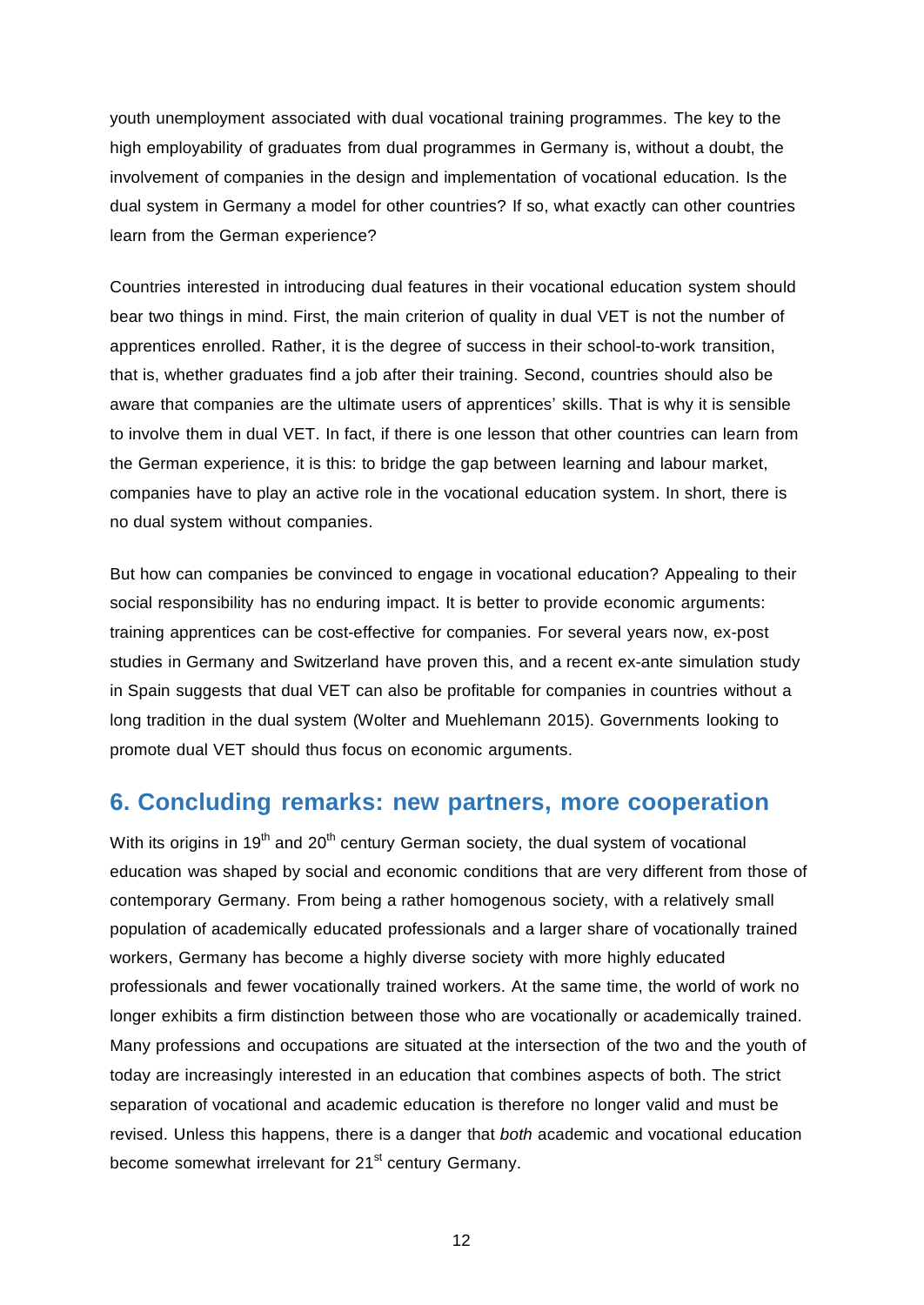youth unemployment associated with dual vocational training programmes. The key to the high employability of graduates from dual programmes in Germany is, without a doubt, the involvement of companies in the design and implementation of vocational education. Is the dual system in Germany a model for other countries? If so, what exactly can other countries learn from the German experience?

Countries interested in introducing dual features in their vocational education system should bear two things in mind. First, the main criterion of quality in dual VET is not the number of apprentices enrolled. Rather, it is the degree of success in their school-to-work transition, that is, whether graduates find a job after their training. Second, countries should also be aware that companies are the ultimate users of apprentices' skills. That is why it is sensible to involve them in dual VET. In fact, if there is one lesson that other countries can learn from the German experience, it is this: to bridge the gap between learning and labour market, companies have to play an active role in the vocational education system. In short, there is no dual system without companies.

But how can companies be convinced to engage in vocational education? Appealing to their social responsibility has no enduring impact. It is better to provide economic arguments: training apprentices can be cost-effective for companies. For several years now, ex-post studies in Germany and Switzerland have proven this, and a recent ex-ante simulation study in Spain suggests that dual VET can also be profitable for companies in countries without a long tradition in the dual system (Wolter and Muehlemann 2015). Governments looking to promote dual VET should thus focus on economic arguments.

## 6. Concluding remarks: new partners, more cooperation

With its origins in 19th and 20th century German society, the dual system of vocational education was shaped by social and economic conditions that are very different from those of contemporary Germany. From being a rather homogenous society, with a relatively small population of academically educated professionals and a larger share of vocationally trained workers, Germany has become a highly diverse society with more highly educated professionals and fewer vocationally trained workers. At the same time, the world of work no longer exhibits a firm distinction between those who are vocationally or academically trained. Many professions and occupations are situated at the intersection of the two and the youth of today are increasingly interested in an education that combines aspects of both. The strict separation of vocational and academic education is therefore no longer valid and must be revised. Unless this happens, there is a danger that *both* academic and vocational education become somewhat irrelevant for 21st century Germany.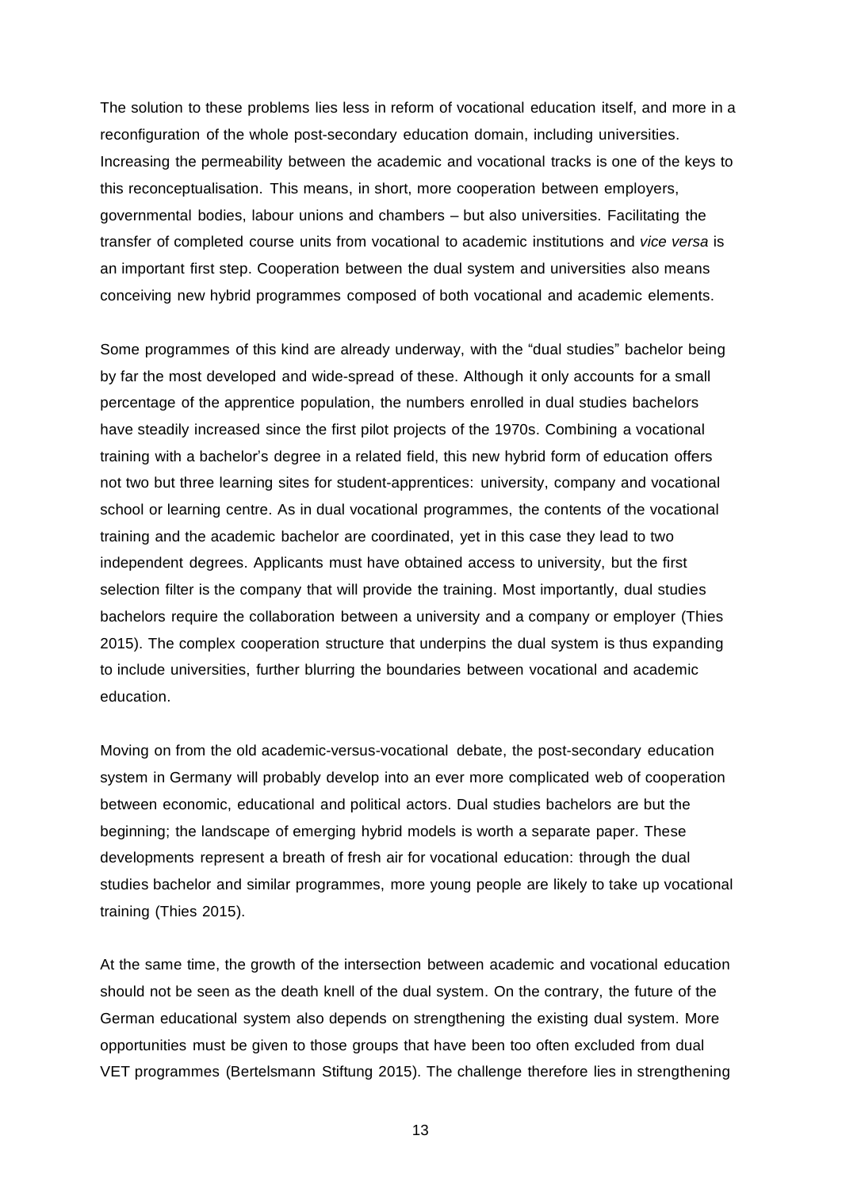The solution to these problems lies less in reform of vocational education itself, and more in a reconfiguration of the whole post-secondary education domain, including universities. Increasing the permeability between the academic and vocational tracks is one of the keys to this reconceptualisation. This means, in short, more cooperation between employers, governmental bodies, labour unions and chambers – but also universities. Facilitating the transfer of completed course units from vocational to academic institutions and *vice versa* is an important first step. Cooperation between the dual system and universities also means conceiving new hybrid programmes composed of both vocational and academic elements.

Some programmes of this kind are already underway, with the "dual studies" bachelor being by far the most developed and wide-spread of these. Although it only accounts for a small percentage of the apprentice population, the numbers enrolled in dual studies bachelors have steadily increased since the first pilot projects of the 1970s. Combining a vocational training with a bachelor's degree in a related field, this new hybrid form of education offers not two but three learning sites for student-apprentices: university, company and vocational school or learning centre. As in dual vocational programmes, the contents of the vocational training and the academic bachelor are coordinated, yet in this case they lead to two independent degrees. Applicants must have obtained access to university, but the first selection filter is the company that will provide the training. Most importantly, dual studies bachelors require the collaboration between a university and a company or employer (Thies 2015). The complex cooperation structure that underpins the dual system is thus expanding to include universities, further blurring the boundaries between vocational and academic education.

Moving on from the old academic-versus-vocational debate, the post-secondary education system in Germany will probably develop into an ever more complicated web of cooperation between economic, educational and political actors. Dual studies bachelors are but the beginning; the landscape of emerging hybrid models is worth a separate paper. These developments represent a breath of fresh air for vocational education: through the dual studies bachelor and similar programmes, more young people are likely to take up vocational training (Thies 2015).

At the same time, the growth of the intersection between academic and vocational education should not be seen as the death knell of the dual system. On the contrary, the future of the German educational system also depends on strengthening the existing dual system. More opportunities must be given to those groups that have been too often excluded from dual VET programmes (Bertelsmann Stiftung 2015). The challenge therefore lies in strengthening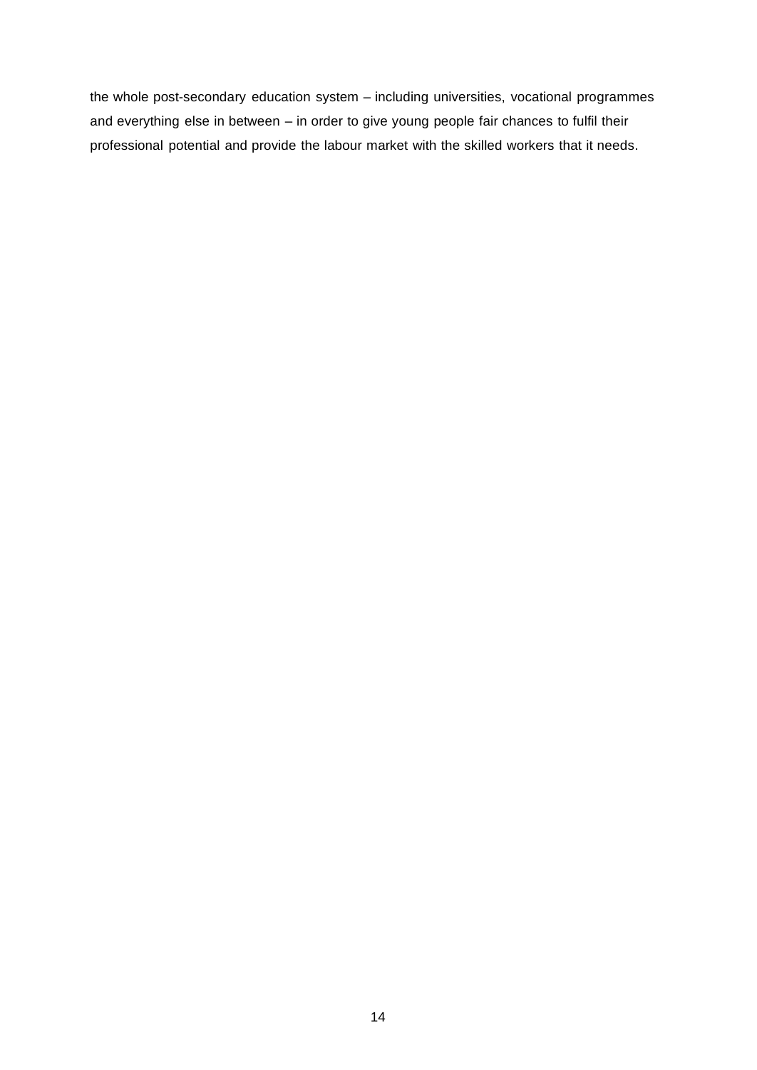the whole post-secondary education system – including universities, vocational programmes and everything else in between – in order to give young people fair chances to fulfil their professional potential and provide the labour market with the skilled workers that it needs.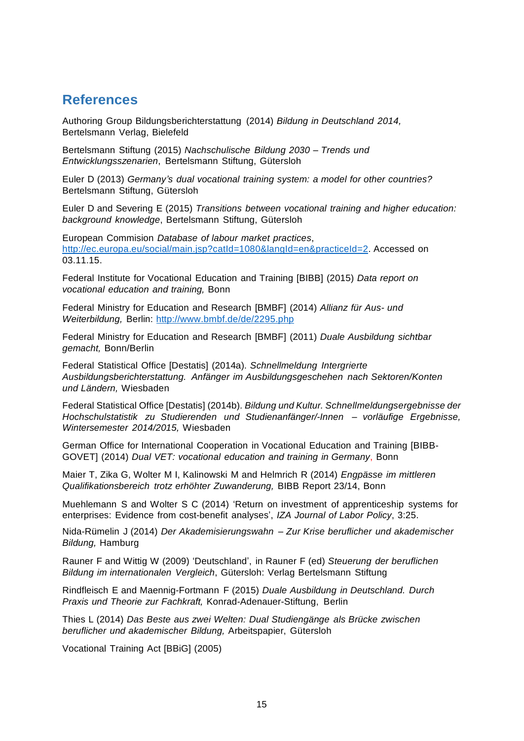## References

Authoring Group Bildungsberichterstattung (2014) *Bildung in Deutschland 2014,* Bertelsmann Verlag, Bielefeld

Bertelsmann Stiftung (2015) *Nachschulische Bildung 2030 – Trends und Entwicklungsszenarien*, Bertelsmann Stiftung, Gütersloh

Euler D (2013) *Germany's dual vocational training system: a model for other countries?* Bertelsmann Stiftung, Gütersloh

Euler D and Severing E (2015) *Transitions between vocational training and higher education: background knowledge*, Bertelsmann Stiftung, Gütersloh

European Commision *Database of labour market practices*, http://ec.europa.eu/social/main.jsp?catId=1080&langId=en&practiceId=2. Accessed on 03.11.15.

Federal Institute for Vocational Education and Training [BIBB] (2015) *Data report on vocational education and training,* Bonn

Federal Ministry for Education and Research [BMBF] (2014) *Allianz für Aus- und Weiterbildung,* Berlin: http://www.bmbf.de/de/2295.php

Federal Ministry for Education and Research [BMBF] (2011) *Duale Ausbildung sichtbar gemacht,* Bonn/Berlin

Federal Statistical Office [Destatis] (2014a). *Schnellmeldung Intergrierte Ausbildungsberichterstattung. Anfänger im Ausbildungsgeschehen nach Sektoren/Konten und Ländern,* Wiesbaden

Federal Statistical Office [Destatis] (2014b). *Bildung und Kultur. Schnellmeldungsergebnisse der Hochschulstatistik zu Studierenden und Studienanfänger/-Innen – vorläufige Ergebnisse, Wintersemester 2014/2015,* Wiesbaden

German Office for International Cooperation in Vocational Education and Training [BIBB-GOVET] (2014) *Dual VET: vocational education and training in Germany*, Bonn

Maier T, Zika G, Wolter M I, Kalinowski M and Helmrich R (2014) *Engpässe im mittleren Qualifikationsbereich trotz erhöhter Zuwanderung,* BIBB Report 23/14, Bonn

Muehlemann S and Wolter S C (2014) 'Return on investment of apprenticeship systems for enterprises: Evidence from cost-benefit analyses', *IZA Journal of Labor Policy*, 3:25.

Nida-Rümelin J (2014) *Der Akademisierungswahn – Zur Krise beruflicher und akademischer Bildung,* Hamburg

Rauner F and Wittig W (2009) 'Deutschland', in Rauner F (ed) *Steuerung der beruflichen Bildung im internationalen Vergleich*, Gütersloh: Verlag Bertelsmann Stiftung

Rindfleisch E and Maennig-Fortmann F (2015) *Duale Ausbildung in Deutschland. Durch Praxis und Theorie zur Fachkraft,* Konrad-Adenauer-Stiftung, Berlin

Thies L (2014) *Das Beste aus zwei Welten: Dual Studiengänge als Brücke zwischen beruflicher und akademischer Bildung,* Arbeitspapier, Gütersloh

Vocational Training Act [BBiG] (2005)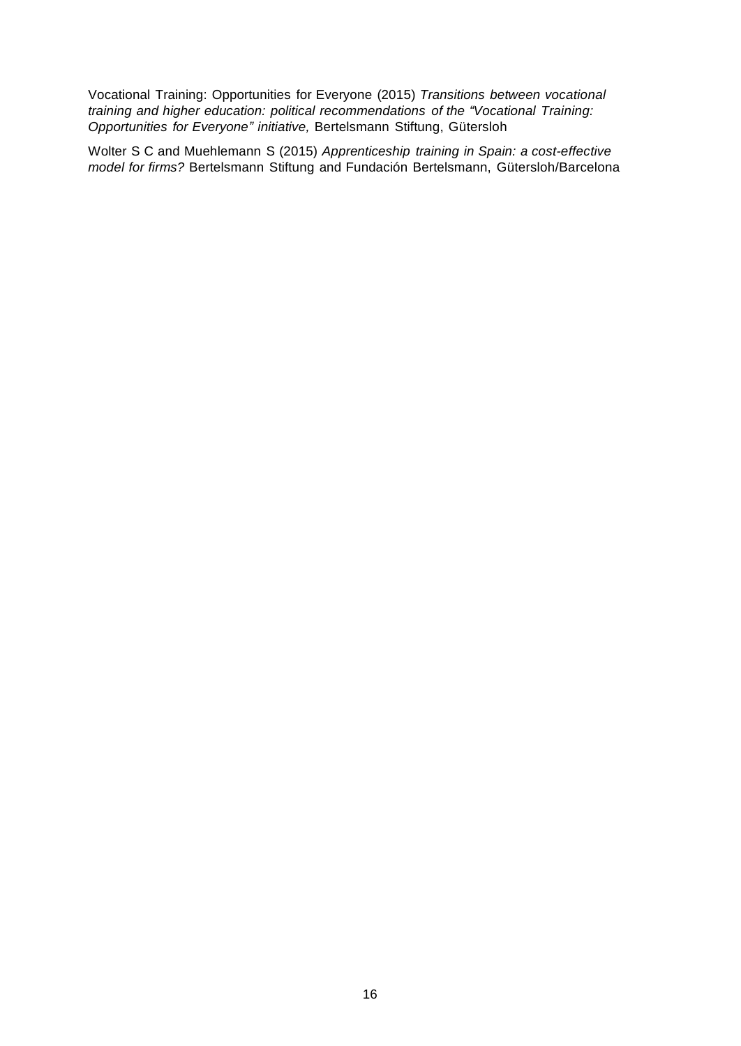Vocational Training: Opportunities for Everyone (2015) *Transitions between vocational training and higher education: political recommendations of the "Vocational Training: Opportunities for Everyone" initiative,* Bertelsmann Stiftung, Gütersloh

Wolter S C and Muehlemann S (2015) *Apprenticeship training in Spain: a cost-effective model for firms?* Bertelsmann Stiftung and Fundación Bertelsmann, Gütersloh/Barcelona